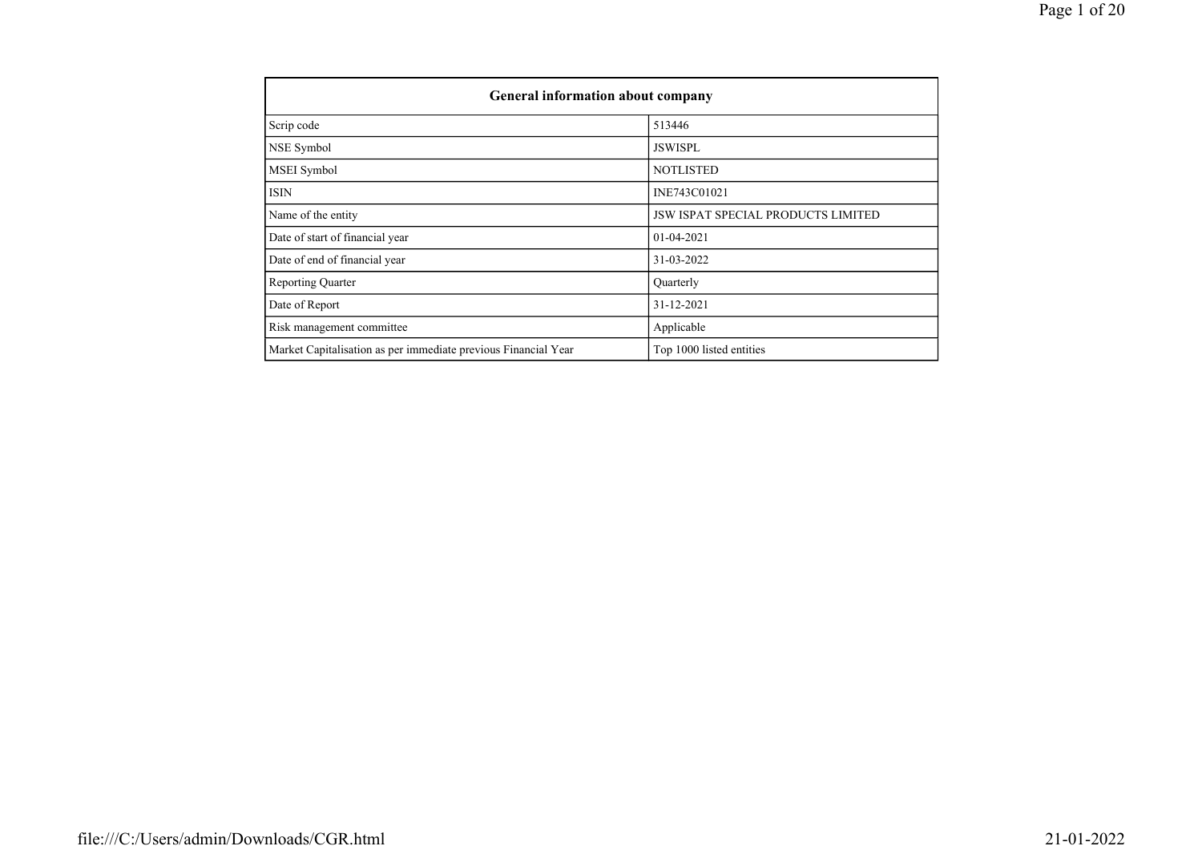| General information about company | |
|---|---|
| Scrip code | 513446 |
| NSE Symbol | JSWISPL |
| MSEI Symbol | NOTLISTED |
| ISIN | INE743C01021 |
| Name of the entity | JSW ISPAT SPECIAL PRODUCTS LIMITED |
| Date of start of financial year | 01-04-2021 |
| Date of end of financial year | 31-03-2022 |
| Reporting Quarter | Quarterly |
| Date of Report | 31-12-2021 |
| Risk management committee | Applicable |
| Market Capitalisation as per immediate previous Financial Year | Top 1000 listed entities |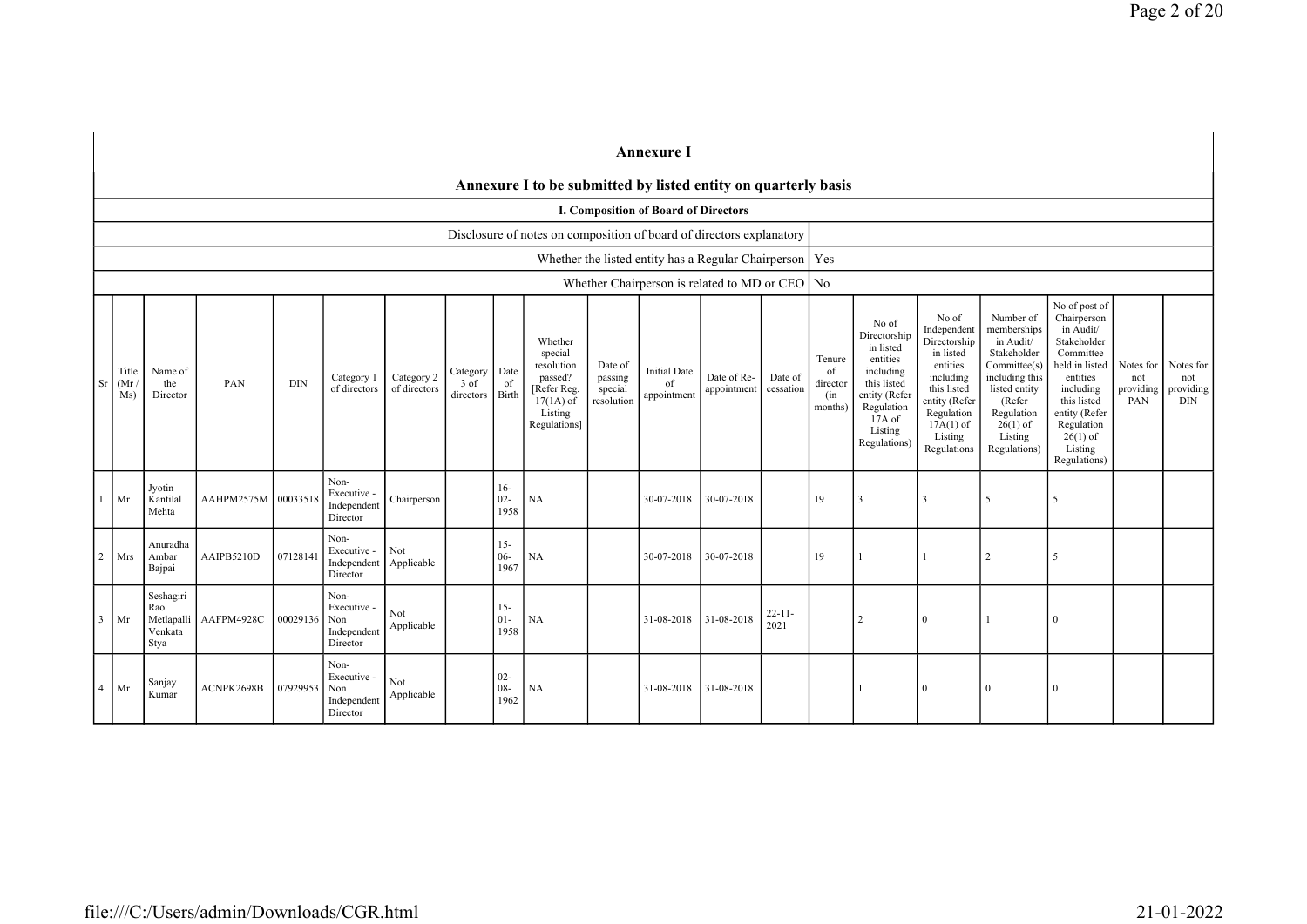## Annexure I

### Annexure I to be submitted by listed entity on quarterly basis

#### I. Composition of Board of Directors

| Disclosure of notes on composition of board of directors explanatory | |
|---|---|
| Whether the listed entity has a Regular Chairperson | Yes |
| Whether Chairperson is related to MD or CEO | No |

| Sr | Title (Mr / Ms) | Name of the Director | PAN | DIN | Category 1 of directors | Category 2 of directors | Category 3 of directors | Date of Birth | Whether special resolution passed? [Refer Reg. 17(1A) of Listing Regulations] | Date of passing special resolution | Initial Date of appointment | Date of Re-appointment | Date of cessation | Tenure of director (in months) | No of Directorship in listed entities including this listed entity (Refer Regulation 17A of Listing Regulations) | No of Independent Directorship in listed entities including this listed entity (Refer Regulation 17A(1) of Listing Regulations | Number of memberships in Audit/ Stakeholder Committee(s) including this listed entity (Refer Regulation 26(1) of Listing Regulations) | No of post of Chairperson in Audit/ Stakeholder Committee held in listed entities including this listed entity (Refer Regulation 26(1) of Listing Regulations) | Notes for not providing PAN | Notes for not providing DIN |
|---|---|---|---|---|---|---|---|---|---|---|---|---|---|---|---|---|---|---|---|---|
| 1 | Mr | Jyotin Kantilal Mehta | AAHPM2575M | 00033518 | Non-Executive - Independent Director | Chairperson | | 16-02-1958 | NA | | 30-07-2018 | 30-07-2018 | | 19 | 3 | 3 | 5 | 5 | | |
| 2 | Mrs | Anuradha Ambar Bajpai | AAIPB5210D | 07128141 | Non-Executive - Independent Director | Not Applicable | | 15-06-1967 | NA | | 30-07-2018 | 30-07-2018 | | 19 | 1 | 1 | 2 | 5 | | |
| 3 | Mr | Seshagiri Rao Metlapalli Venkata Stya | AAFPM4928C | 00029136 | Non-Executive - Non Independent Director | Not Applicable | | 15-01-1958 | NA | | 31-08-2018 | 31-08-2018 | 22-11-2021 | | 2 | 0 | 1 | 0 | | |
| 4 | Mr | Sanjay Kumar | ACNPK2698B | 07929953 | Non-Executive - Non Independent Director | Not Applicable | | 02-08-1962 | NA | | 31-08-2018 | 31-08-2018 | | | 1 | 0 | 0 | 0 | | |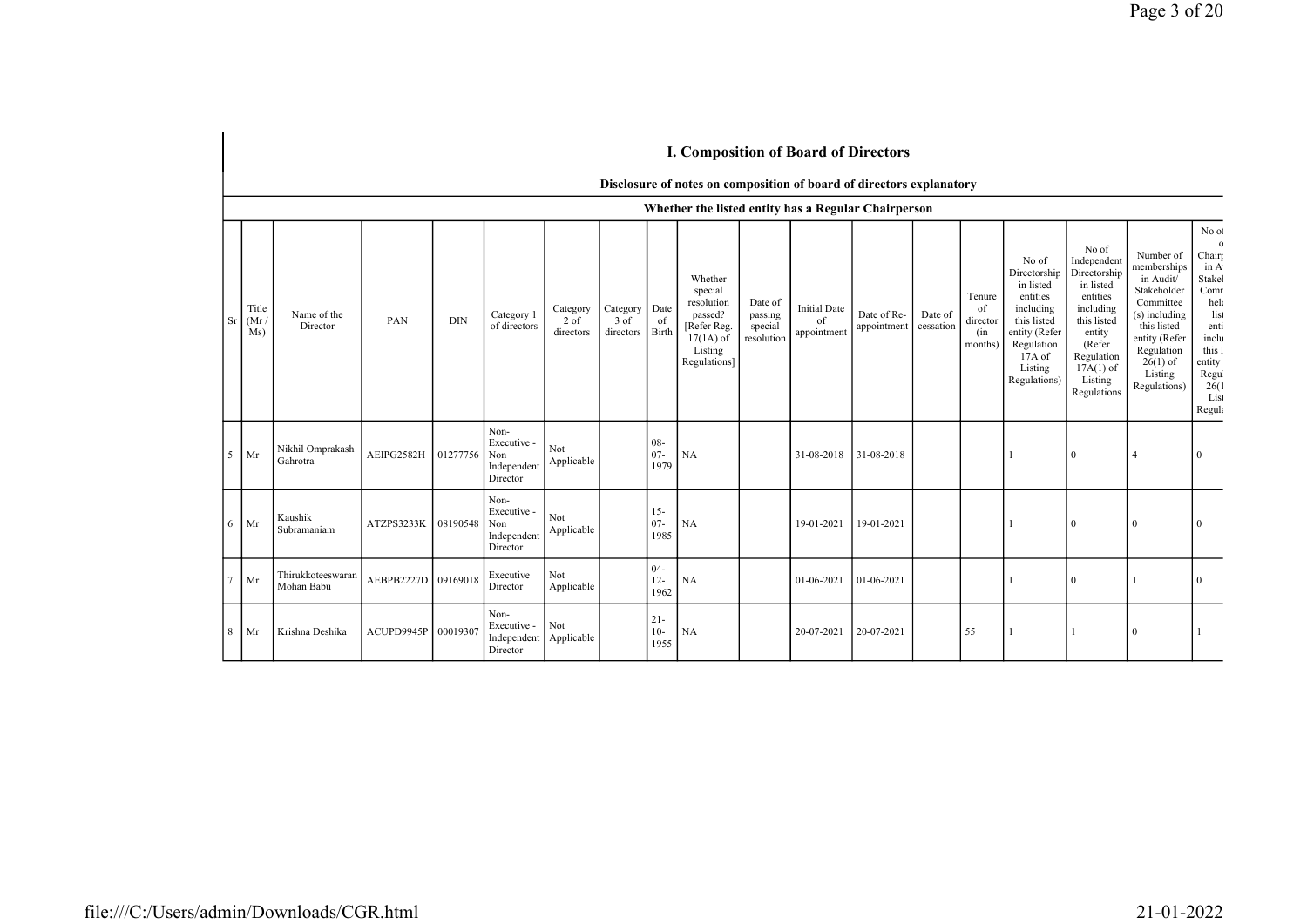## I. Composition of Board of Directors

### Disclosure of notes on composition of board of directors explanatory

### Whether the listed entity has a Regular Chairperson

| Sr | Title (Mr / Ms) | Name of the Director | PAN | DIN | Category 1 of directors | Category 2 of directors | Category 3 of directors | Date of Birth | Whether special resolution passed? [Refer Reg. 17(1A) of Listing Regulations] | Date of passing special resolution | Initial Date of appointment | Date of Re-appointment | Date of cessation | Tenure of director (in months) | No of Directorship in listed entities including this listed entity (Refer Regulation 17A of Listing Regulations) | No of Independent Directorship in listed entities including this listed entity (Refer Regulation 17A(1) of Listing Regulations | Number of memberships in Audit/ Stakeholder Committee (s) including this listed entity (Refer Regulation 26(1) of Listing Regulations) | No of post of Chairp in A Stakel Comm held in listed entities including this l entity Regu 26(1 List Regula |
|---|---|---|---|---|---|---|---|---|---|---|---|---|---|---|---|---|---|---|
| 5 | Mr | Nikhil Omprakash Gahrotra | AEIPG2582H | 01277756 | Non-Executive - Non Independent Director | Not Applicable | | 08-07-1979 | NA | | 31-08-2018 | 31-08-2018 | | | 1 | 0 | 4 | 0 |
| 6 | Mr | Kaushik Subramaniam | ATZPS3233K | 08190548 | Non-Executive - Non Independent Director | Not Applicable | | 15-07-1985 | NA | | 19-01-2021 | 19-01-2021 | | | 1 | 0 | 0 | 0 |
| 7 | Mr | Thirukkoteeswaran Mohan Babu | AEBPB2227D | 09169018 | Executive Director | Not Applicable | | 04-12-1962 | NA | | 01-06-2021 | 01-06-2021 | | | 1 | 0 | 1 | 0 |
| 8 | Mr | Krishna Deshika | ACUPD9945P | 00019307 | Non-Executive - Independent Director | Not Applicable | | 21-10-1955 | NA | | 20-07-2021 | 20-07-2021 | | 55 | 1 | 1 | 0 | 1 |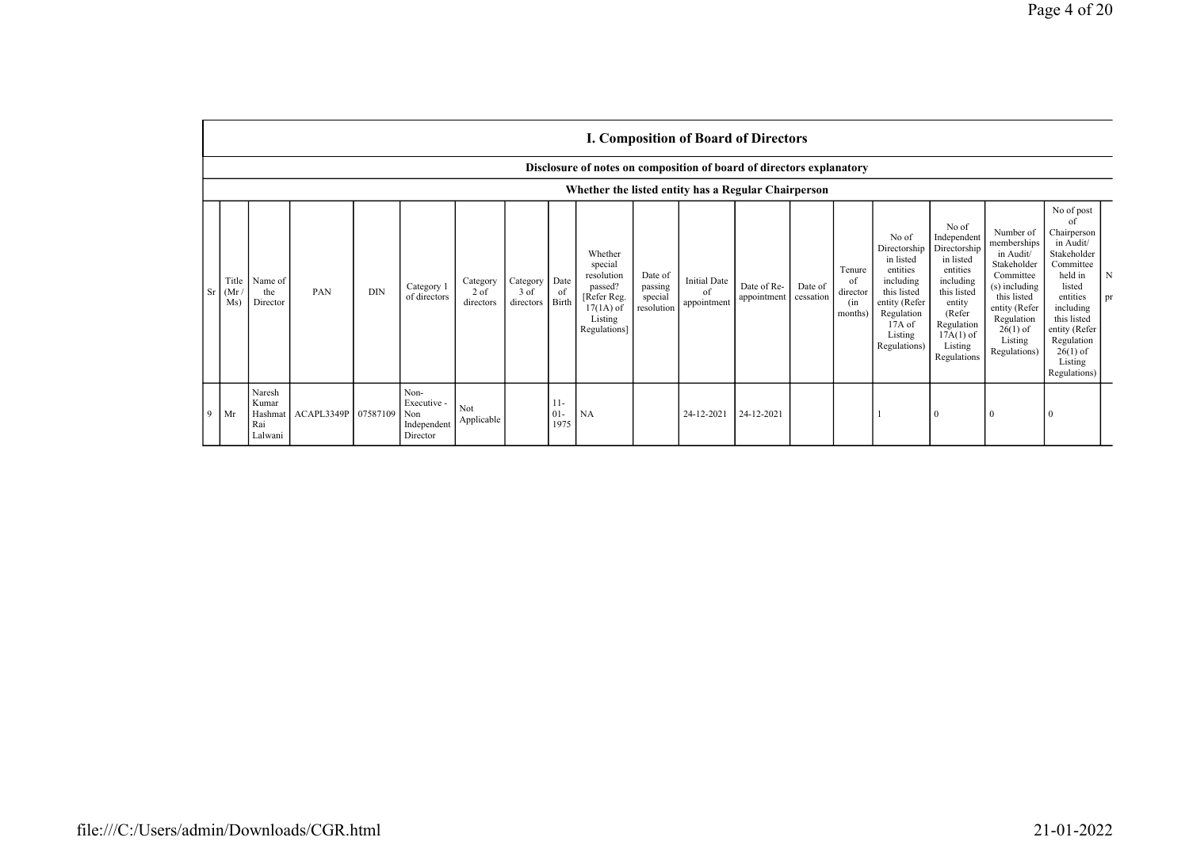## I. Composition of Board of Directors

### Disclosure of notes on composition of board of directors explanatory

### Whether the listed entity has a Regular Chairperson

| Sr | Title (Mr / Ms) | Name of the Director | PAN | DIN | Category 1 of directors | Category 2 of directors | Category 3 of directors | Date of Birth | Whether special resolution passed? [Refer Reg. 17(1A) of Listing Regulations] | Date of passing special resolution | Initial Date of appointment | Date of Re-appointment | Date of cessation | Tenure of director (in months) | No of Directorship in listed entities including this listed entity (Refer Regulation 17A of Listing Regulations) | No of Independent Directorship in listed entities including this listed entity (Refer Regulation 17A(1) of Listing Regulations | Number of memberships in Audit/ Stakeholder Committee (s) including this listed entity (Refer Regulation 26(1) of Listing Regulations) | No of post of Chairperson in Audit/ Stakeholder Committee held in listed entities including this listed entity (Refer Regulation 26(1) of Listing Regulations) | N pr |
|---|---|---|---|---|---|---|---|---|---|---|---|---|---|---|---|---|---|---|---|
| 9 | Mr | Naresh Kumar Hashmat Rai Lalwani | ACAPL3349P | 07587109 | Non-Executive - Non Independent Director | Not Applicable | | 11-01-1975 | NA | | 24-12-2021 | 24-12-2021 | | | 1 | 0 | 0 | 0 | |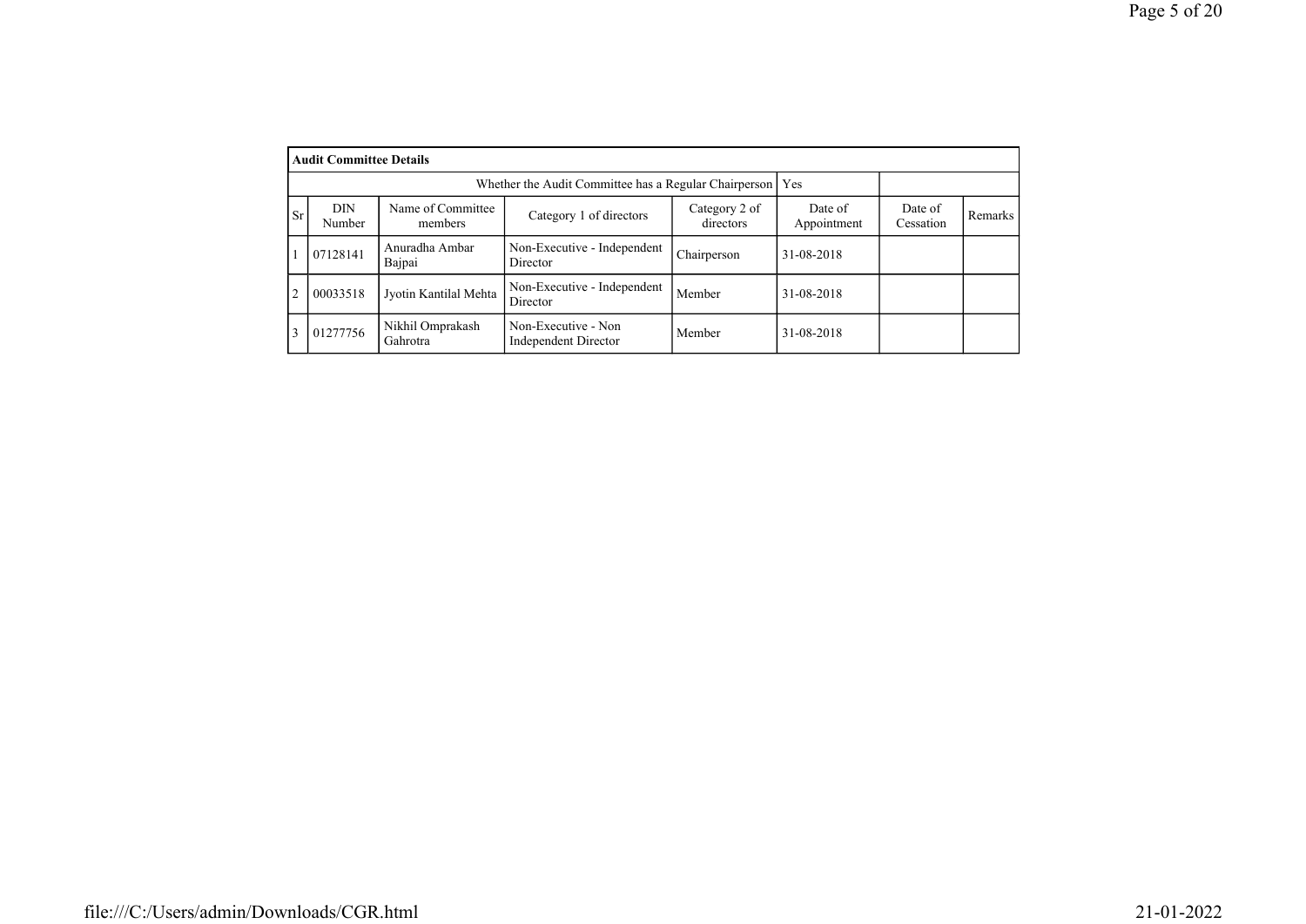**Audit Committee Details**

| Whether the Audit Committee has a Regular Chairperson | Yes |
|---|---|

| Sr | DIN Number | Name of Committee members | Category 1 of directors | Category 2 of directors | Date of Appointment | Date of Cessation | Remarks |
|---|---|---|---|---|---|---|---|
| 1 | 07128141 | Anuradha Ambar Bajpai | Non-Executive - Independent Director | Chairperson | 31-08-2018 | | |
| 2 | 00033518 | Jyotin Kantilal Mehta | Non-Executive - Independent Director | Member | 31-08-2018 | | |
| 3 | 01277756 | Nikhil Omprakash Gahrotra | Non-Executive - Non Independent Director | Member | 31-08-2018 | | |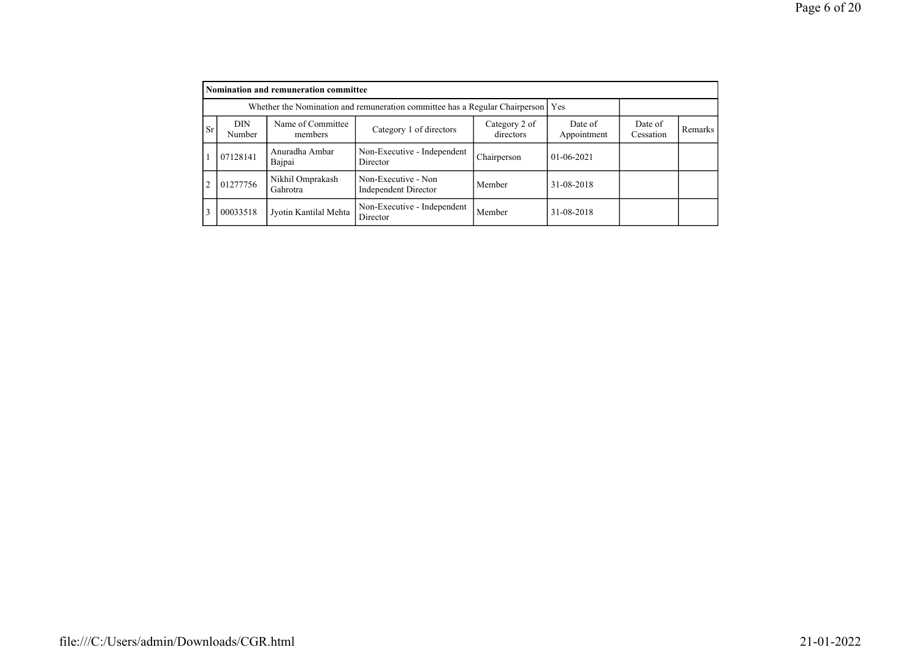| Nomination and remuneration committee | | | | | | | |
|---|---|---|---|---|---|---|---|
| Whether the Nomination and remuneration committee has a Regular Chairperson | | | | | Yes | | |
| Sr | DIN Number | Name of Committee members | Category 1 of directors | Category 2 of directors | Date of Appointment | Date of Cessation | Remarks |
| 1 | 07128141 | Anuradha Ambar Bajpai | Non-Executive - Independent Director | Chairperson | 01-06-2021 | | |
| 2 | 01277756 | Nikhil Omprakash Gahrotra | Non-Executive - Non Independent Director | Member | 31-08-2018 | | |
| 3 | 00033518 | Jyotin Kantilal Mehta | Non-Executive - Independent Director | Member | 31-08-2018 | | |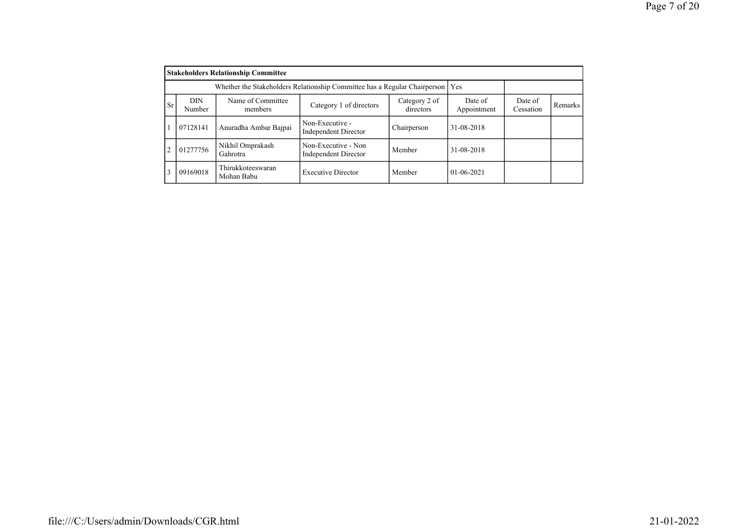| Stakeholders Relationship Committee | | | | | | | |
|---|---|---|---|---|---|---|---|
| Whether the Stakeholders Relationship Committee has a Regular Chairperson | | | | | Yes | | |
| Sr | DIN Number | Name of Committee members | Category 1 of directors | Category 2 of directors | Date of Appointment | Date of Cessation | Remarks |
| 1 | 07128141 | Anuradha Ambar Bajpai | Non-Executive - Independent Director | Chairperson | 31-08-2018 | | |
| 2 | 01277756 | Nikhil Omprakash Gahrotra | Non-Executive - Non Independent Director | Member | 31-08-2018 | | |
| 3 | 09169018 | Thirukkoteeswaran Mohan Babu | Executive Director | Member | 01-06-2021 | | |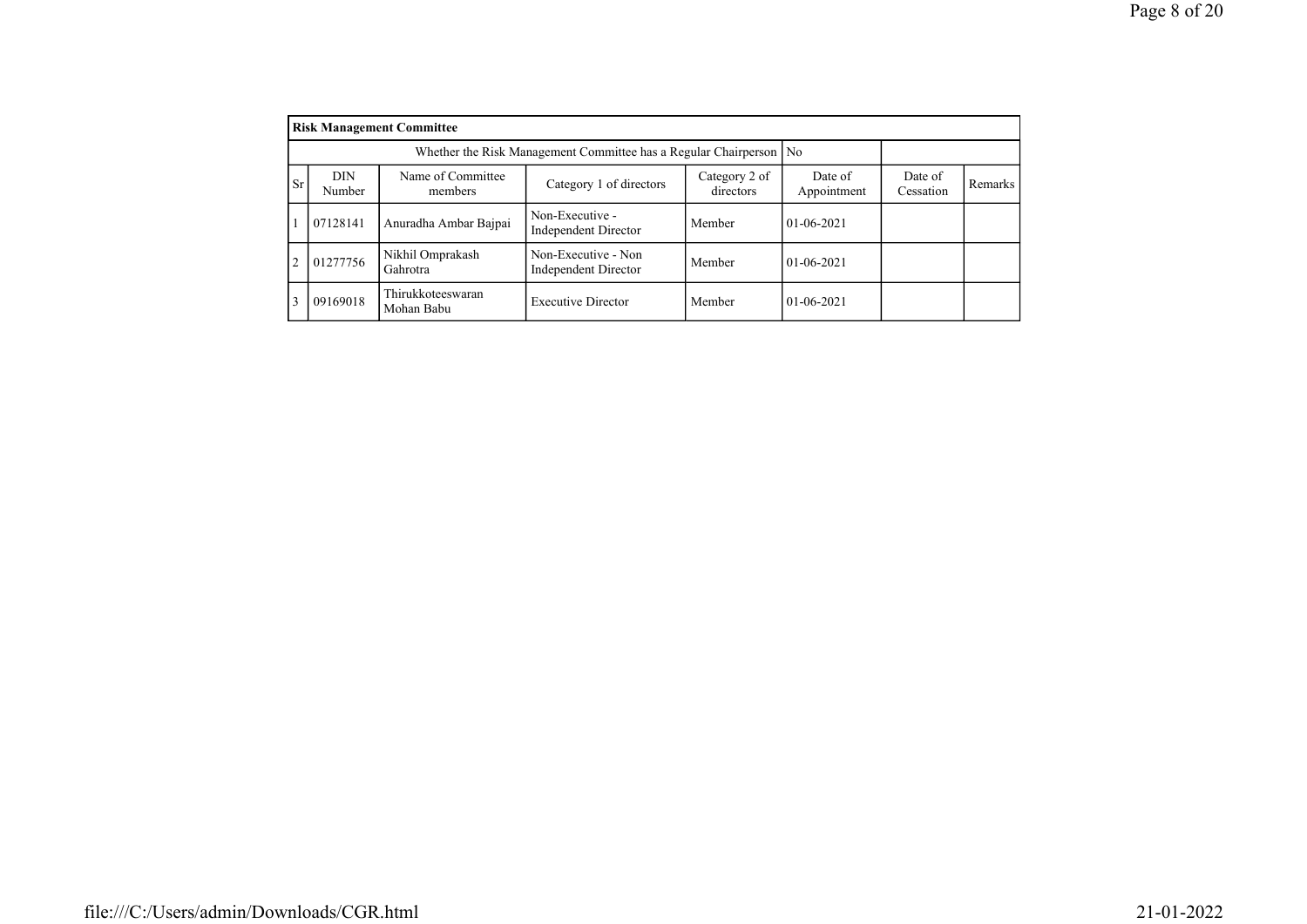| Risk Management Committee | | | | | | | |
|---|---|---|---|---|---|---|---|
| Whether the Risk Management Committee has a Regular Chairperson | | | | | No | | |
| Sr | DIN Number | Name of Committee members | Category 1 of directors | Category 2 of directors | Date of Appointment | Date of Cessation | Remarks |
| 1 | 07128141 | Anuradha Ambar Bajpai | Non-Executive - Independent Director | Member | 01-06-2021 | | |
| 2 | 01277756 | Nikhil Omprakash Gahrotra | Non-Executive - Non Independent Director | Member | 01-06-2021 | | |
| 3 | 09169018 | Thirukkoteeswaran Mohan Babu | Executive Director | Member | 01-06-2021 | | |

file:///C:/Users/admin/Downloads/CGR.html 21-01-2022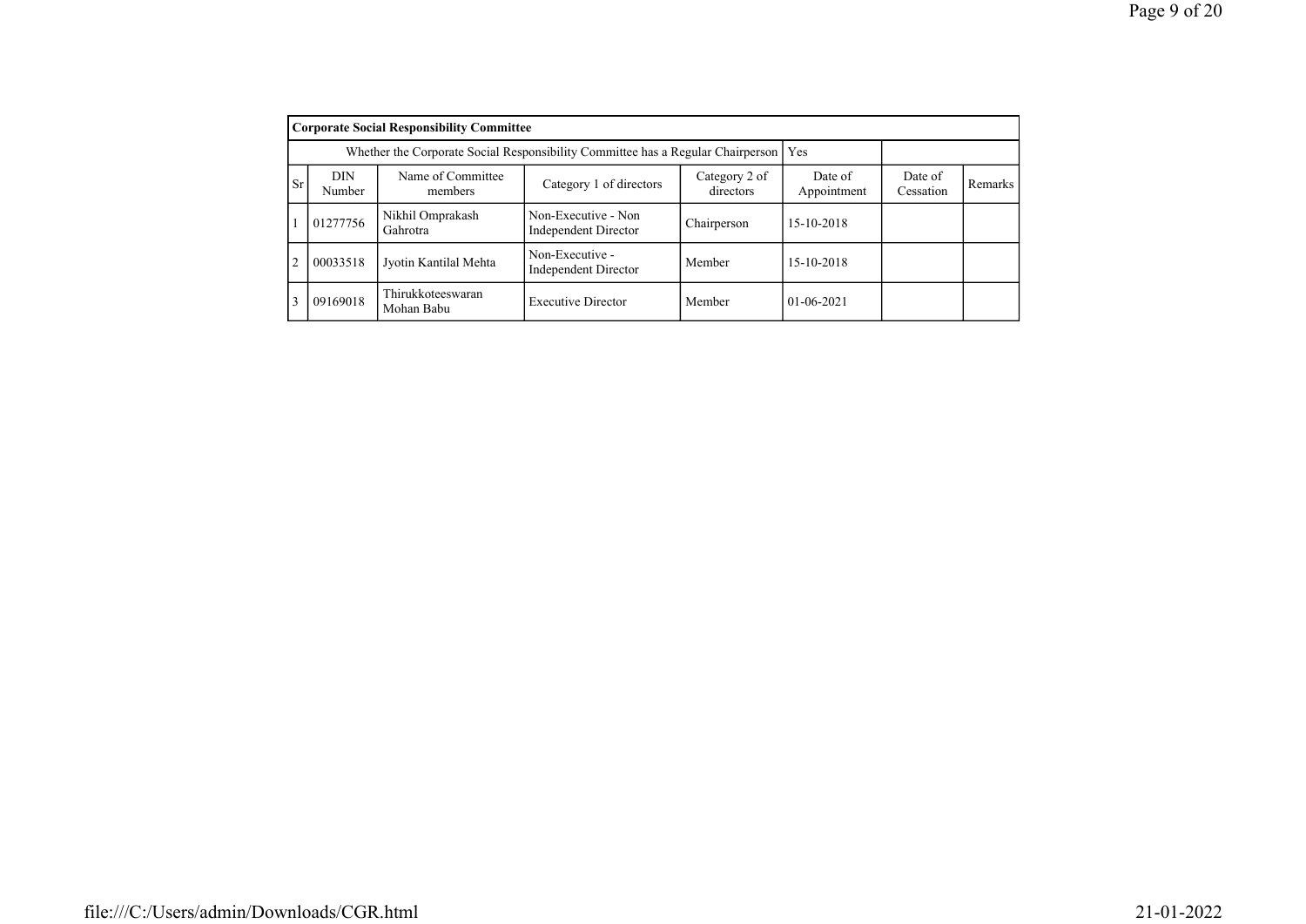| Corporate Social Responsibility Committee | | | | | | | |
|---|---|---|---|---|---|---|---|
| Whether the Corporate Social Responsibility Committee has a Regular Chairperson | | | | | Yes | | |
| Sr | DIN Number | Name of Committee members | Category 1 of directors | Category 2 of directors | Date of Appointment | Date of Cessation | Remarks |
| 1 | 01277756 | Nikhil Omprakash Gahrotra | Non-Executive - Non Independent Director | Chairperson | 15-10-2018 | | |
| 2 | 00033518 | Jyotin Kantilal Mehta | Non-Executive - Independent Director | Member | 15-10-2018 | | |
| 3 | 09169018 | Thirukkoteeswaran Mohan Babu | Executive Director | Member | 01-06-2021 | | |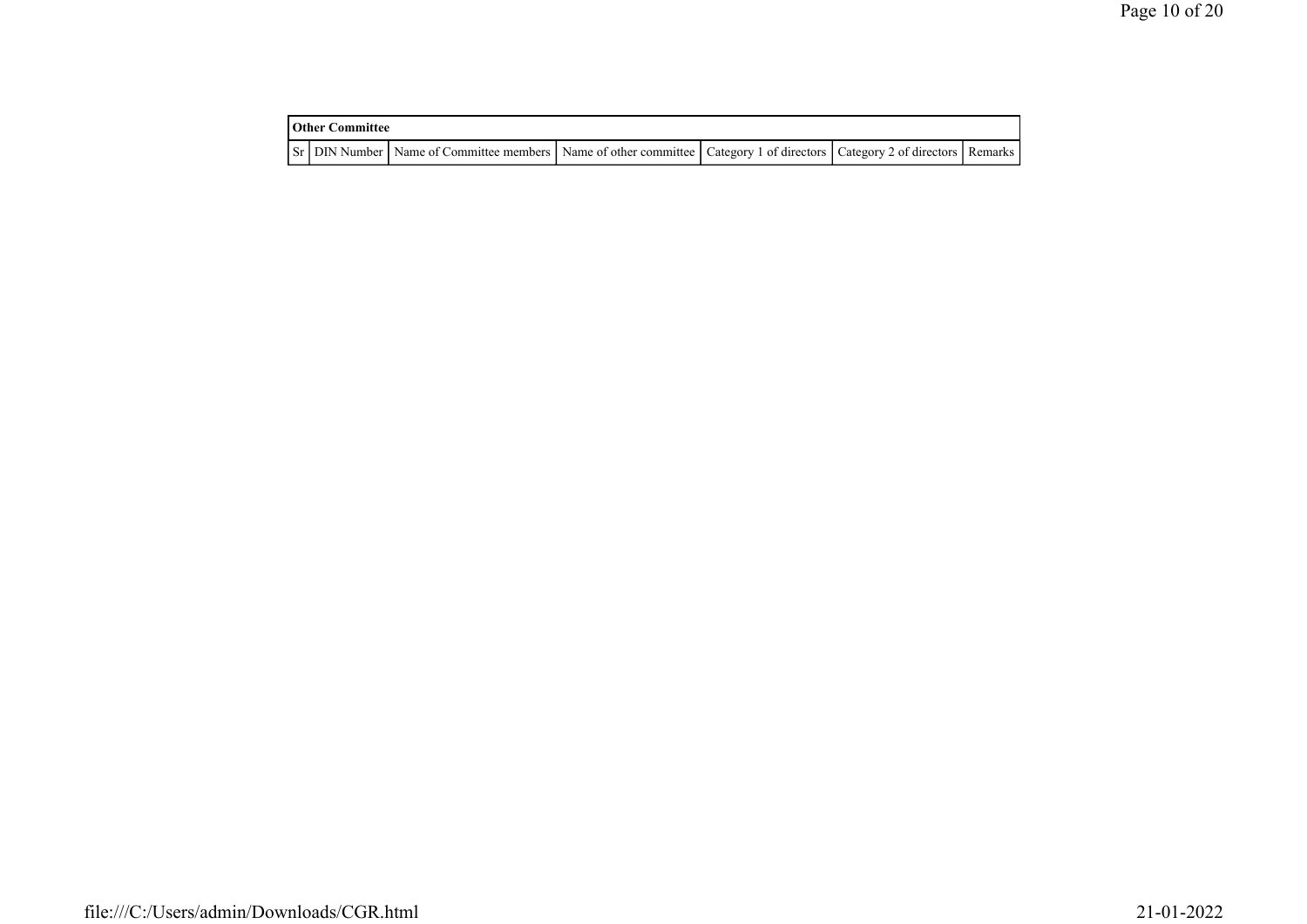| Other Committee | | | | | | |
|---|---|---|---|---|---|---|
| Sr | DIN Number | Name of Committee members | Name of other committee | Category 1 of directors | Category 2 of directors | Remarks |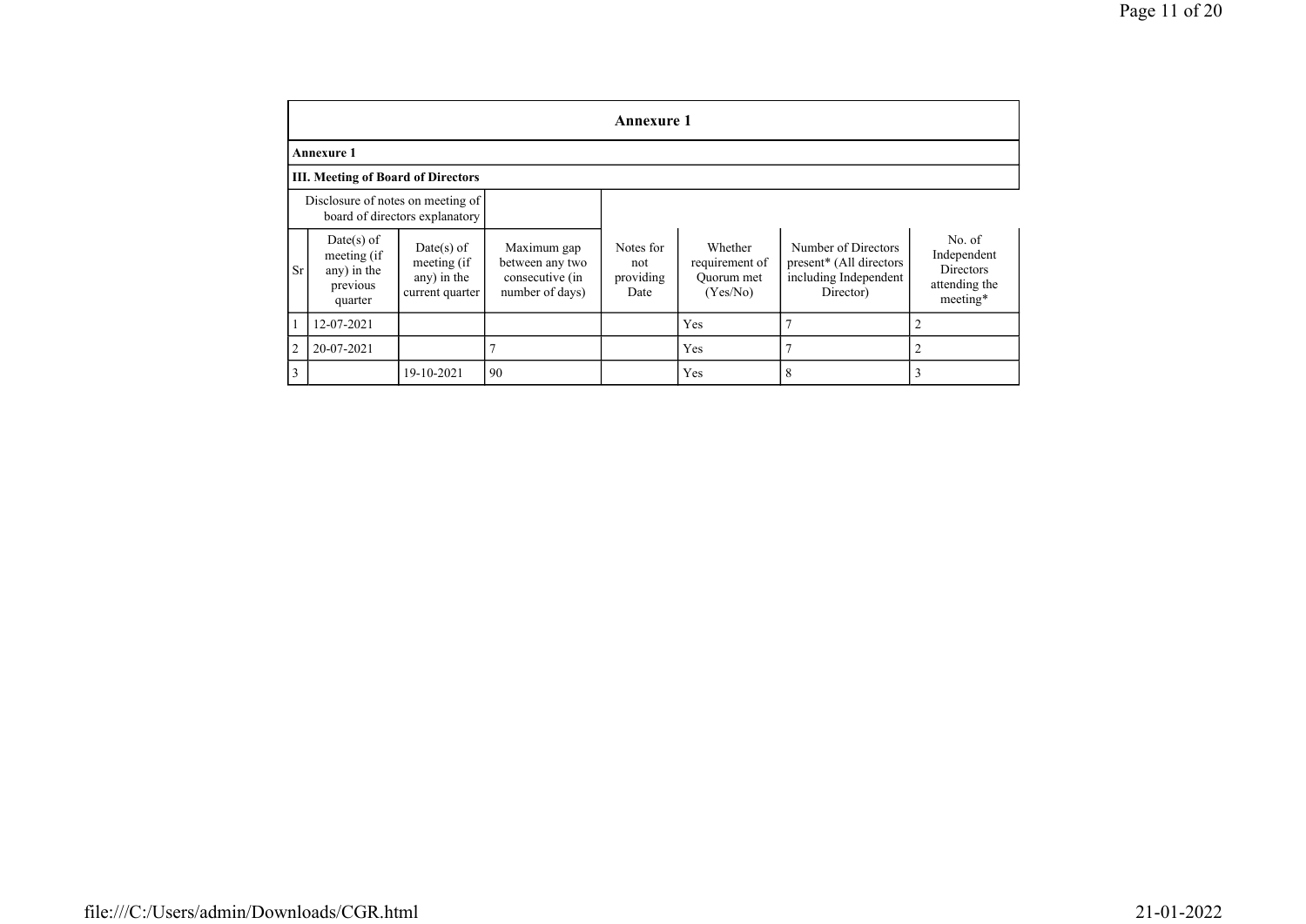| Annexure 1 | | | | | | | |
|---|---|---|---|---|---|---|---|
| **Annexure 1** | | | | | | | |
| **III. Meeting of Board of Directors** | | | | | | | |
| Disclosure of notes on meeting of board of directors explanatory | | | | | | | |
| Sr | Date(s) of meeting (if any) in the previous quarter | Date(s) of meeting (if any) in the current quarter | Maximum gap between any two consecutive (in number of days) | Notes for not providing Date | Whether requirement of Quorum met (Yes/No) | Number of Directors present* (All directors including Independent Director) | No. of Independent Directors attending the meeting* |
| 1 | 12-07-2021 | | | | Yes | 7 | 2 |
| 2 | 20-07-2021 | | 7 | | Yes | 7 | 2 |
| 3 | | 19-10-2021 | 90 | | Yes | 8 | 3 |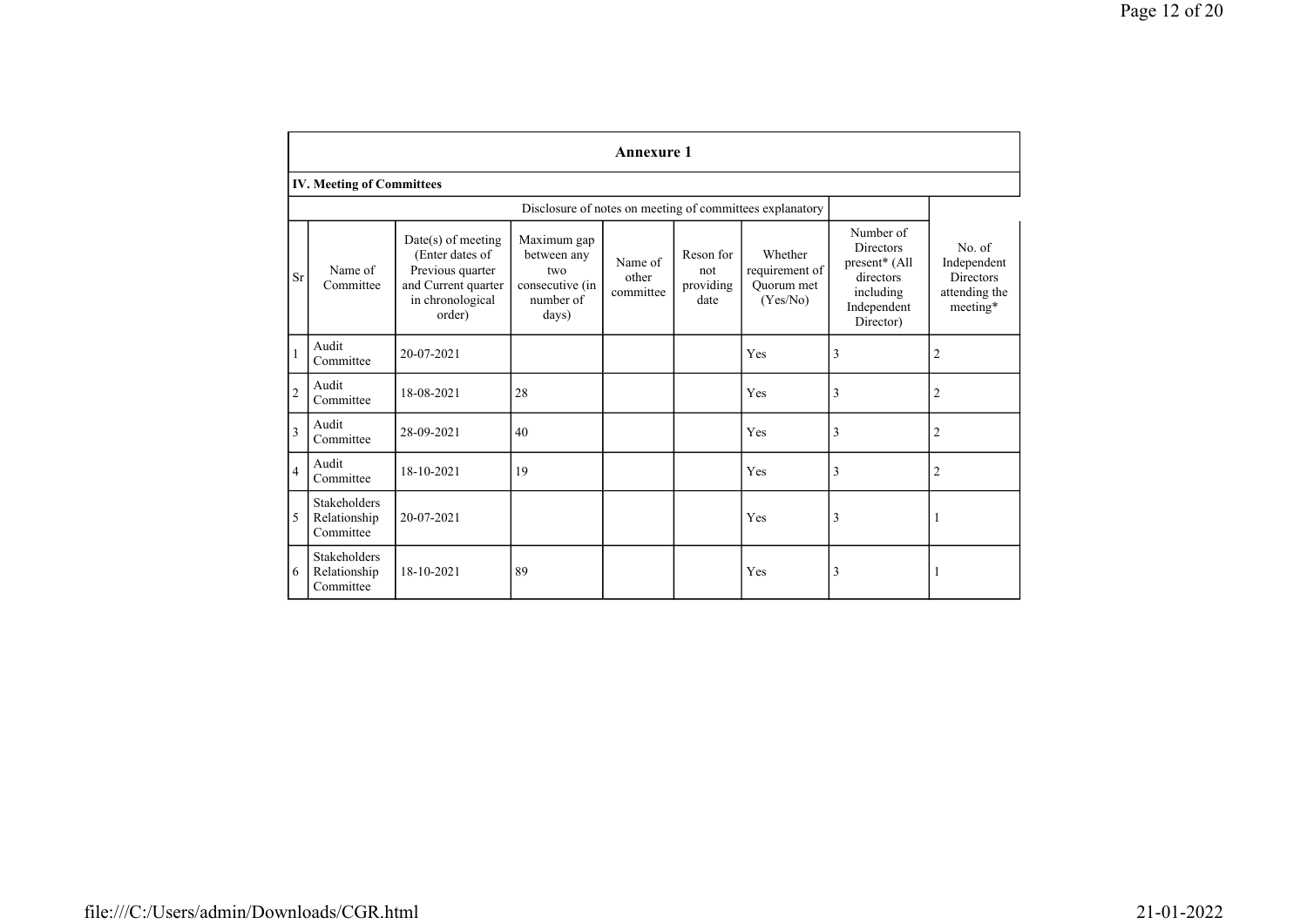## Annexure 1

### IV. Meeting of Committees

Disclosure of notes on meeting of committees explanatory

| Sr | Name of Committee | Date(s) of meeting (Enter dates of Previous quarter and Current quarter in chronological order) | Maximum gap between any two consecutive (in number of days) | Name of other committee | Reson for not providing date | Whether requirement of Quorum met (Yes/No) | Number of Directors present* (All directors including Independent Director) | No. of Independent Directors attending the meeting* |
|---|---|---|---|---|---|---|---|---|
| 1 | Audit Committee | 20-07-2021 | | | | Yes | 3 | 2 |
| 2 | Audit Committee | 18-08-2021 | 28 | | | Yes | 3 | 2 |
| 3 | Audit Committee | 28-09-2021 | 40 | | | Yes | 3 | 2 |
| 4 | Audit Committee | 18-10-2021 | 19 | | | Yes | 3 | 2 |
| 5 | Stakeholders Relationship Committee | 20-07-2021 | | | | Yes | 3 | 1 |
| 6 | Stakeholders Relationship Committee | 18-10-2021 | 89 | | | Yes | 3 | 1 |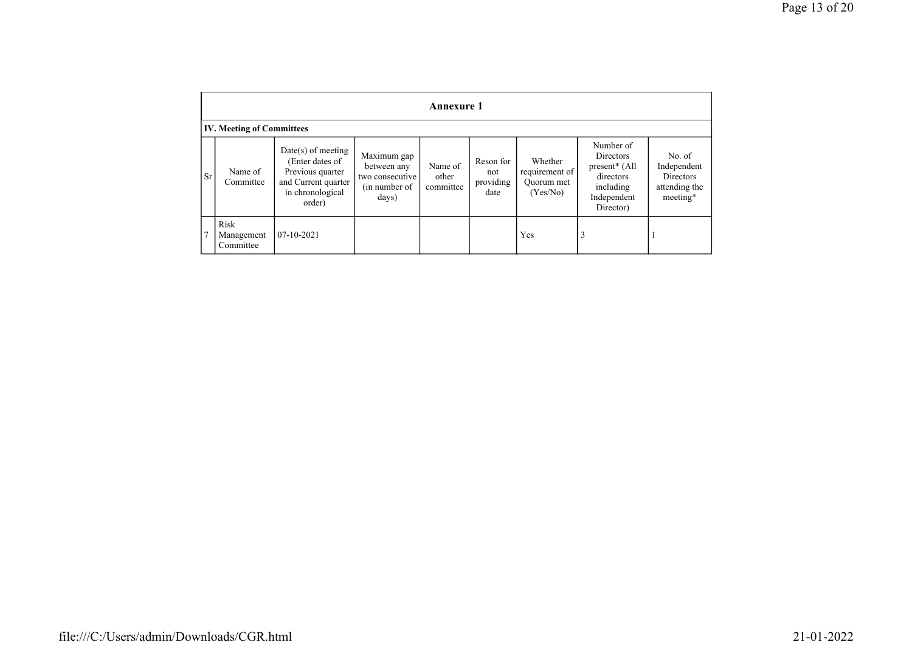## Annexure 1

### IV. Meeting of Committees

| Sr | Name of Committee | Date(s) of meeting (Enter dates of Previous quarter and Current quarter in chronological order) | Maximum gap between any two consecutive (in number of days) | Name of other committee | Reson for not providing date | Whether requirement of Quorum met (Yes/No) | Number of Directors present* (All directors including Independent Director) | No. of Independent Directors attending the meeting* |
|---|---|---|---|---|---|---|---|---|
| 7 | Risk Management Committee | 07-10-2021 | | | | Yes | 3 | 1 |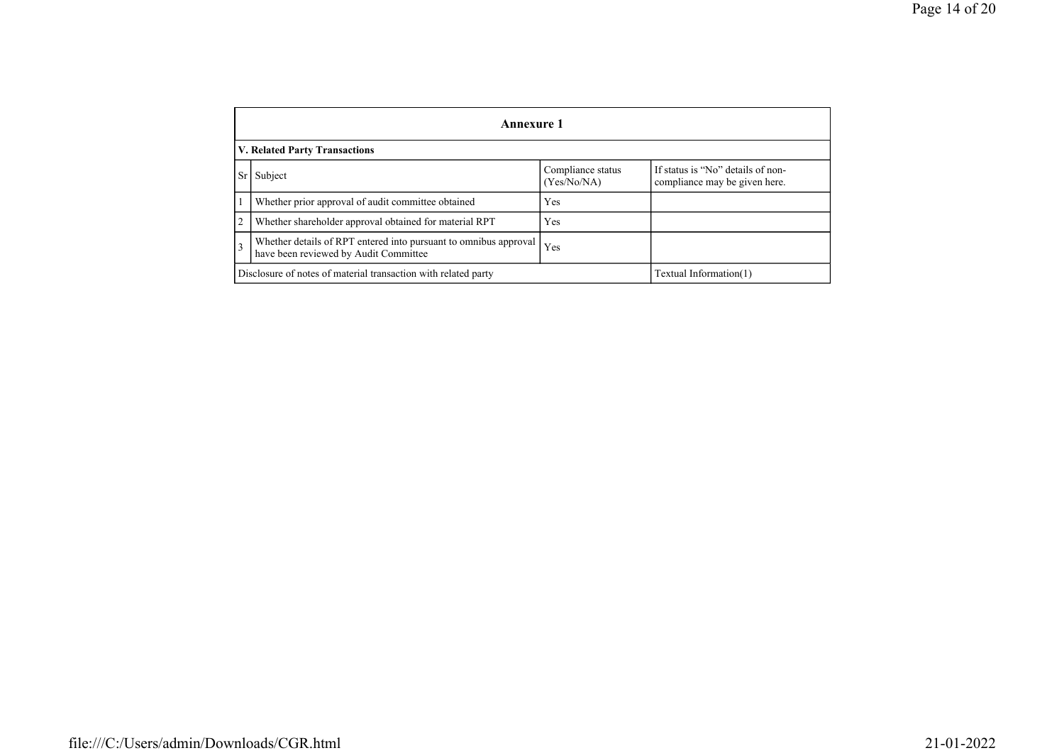| Annexure 1 | | | |
|---|---|---|---|
| **V. Related Party Transactions** | | | |
| Sr | Subject | Compliance status (Yes/No/NA) | If status is "No" details of non-compliance may be given here. |
| 1 | Whether prior approval of audit committee obtained | Yes | |
| 2 | Whether shareholder approval obtained for material RPT | Yes | |
| 3 | Whether details of RPT entered into pursuant to omnibus approval have been reviewed by Audit Committee | Yes | |
| Disclosure of notes of material transaction with related party | | | Textual Information(1) |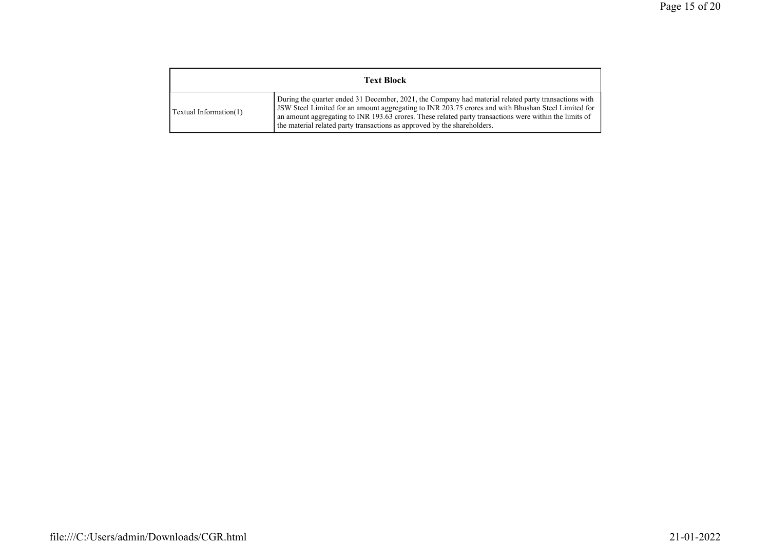| Text Block | |
|---|---|
| Textual Information(1) | During the quarter ended 31 December, 2021, the Company had material related party transactions with JSW Steel Limited for an amount aggregating to INR 203.75 crores and with Bhushan Steel Limited for an amount aggregating to INR 193.63 crores. These related party transactions were within the limits of the material related party transactions as approved by the shareholders. |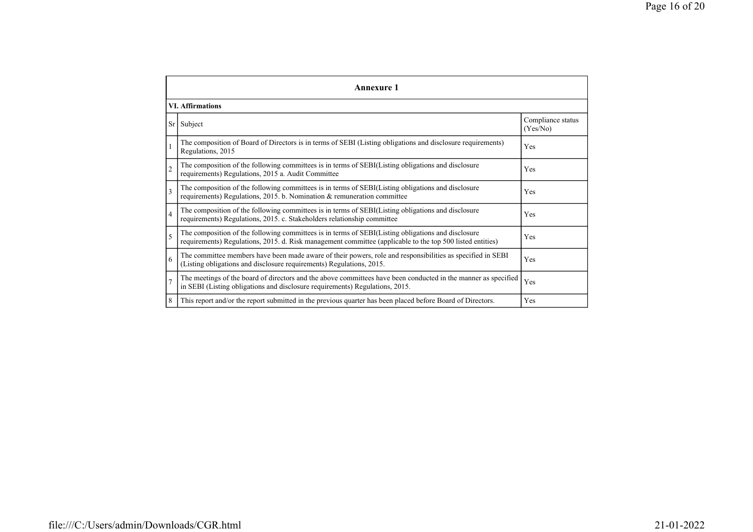## Annexure 1

### VI. Affirmations

| Sr | Subject | Compliance status (Yes/No) |
|---|---|---|
| 1 | The composition of Board of Directors is in terms of SEBI (Listing obligations and disclosure requirements) Regulations, 2015 | Yes |
| 2 | The composition of the following committees is in terms of SEBI(Listing obligations and disclosure requirements) Regulations, 2015 a. Audit Committee | Yes |
| 3 | The composition of the following committees is in terms of SEBI(Listing obligations and disclosure requirements) Regulations, 2015. b. Nomination & remuneration committee | Yes |
| 4 | The composition of the following committees is in terms of SEBI(Listing obligations and disclosure requirements) Regulations, 2015. c. Stakeholders relationship committee | Yes |
| 5 | The composition of the following committees is in terms of SEBI(Listing obligations and disclosure requirements) Regulations, 2015. d. Risk management committee (applicable to the top 500 listed entities) | Yes |
| 6 | The committee members have been made aware of their powers, role and responsibilities as specified in SEBI (Listing obligations and disclosure requirements) Regulations, 2015. | Yes |
| 7 | The meetings of the board of directors and the above committees have been conducted in the manner as specified in SEBI (Listing obligations and disclosure requirements) Regulations, 2015. | Yes |
| 8 | This report and/or the report submitted in the previous quarter has been placed before Board of Directors. | Yes |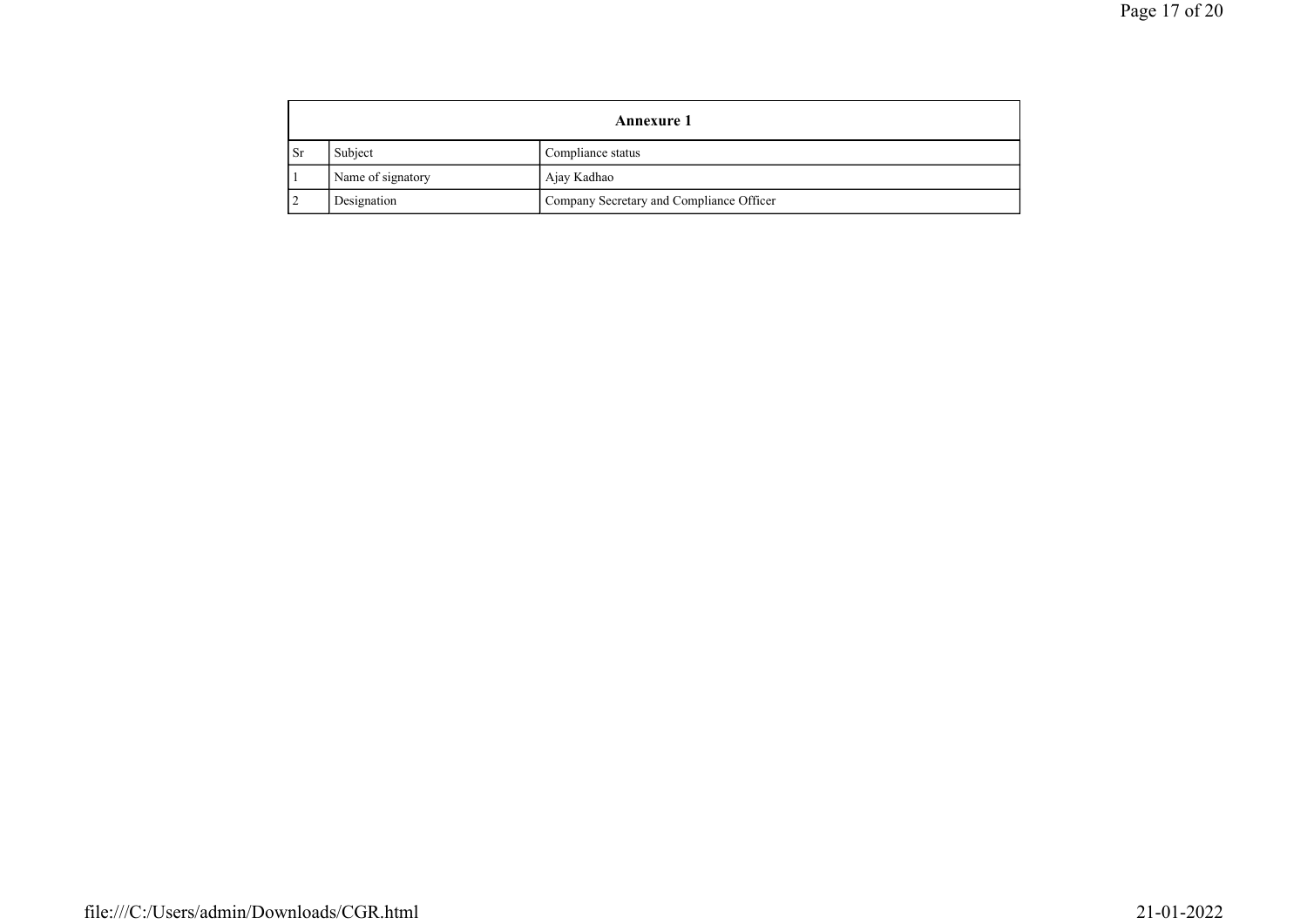| Annexure 1 | | |
|---|---|---|
| Sr | Subject | Compliance status |
| 1 | Name of signatory | Ajay Kadhao |
| 2 | Designation | Company Secretary and Compliance Officer |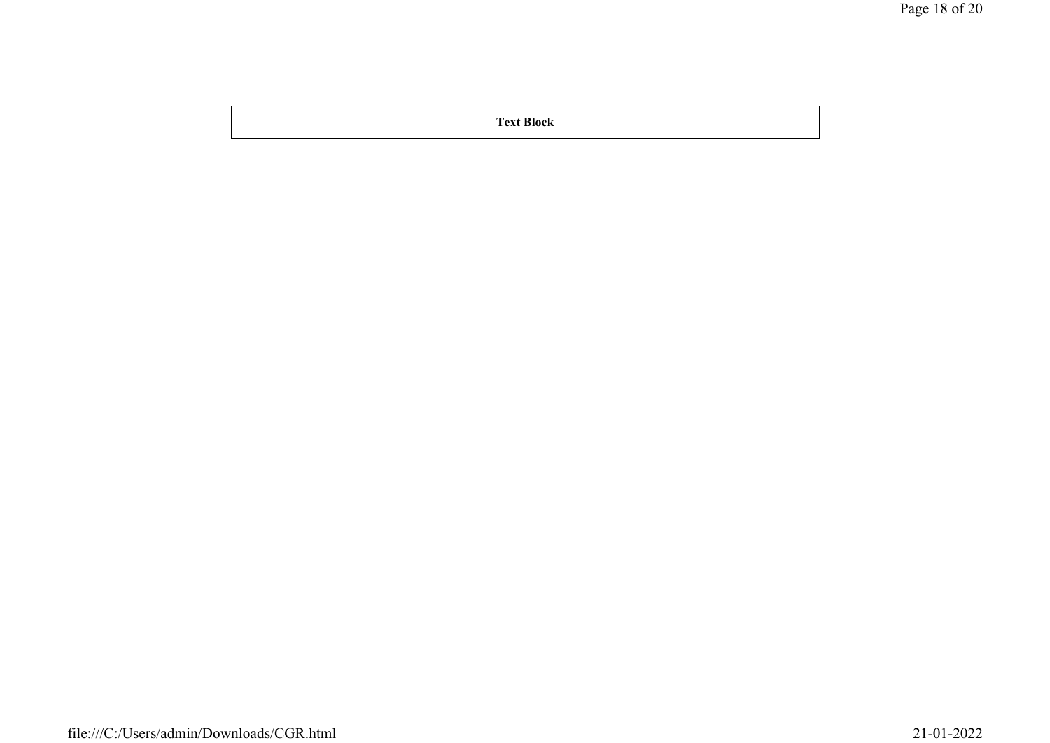| Text Block |
| --- |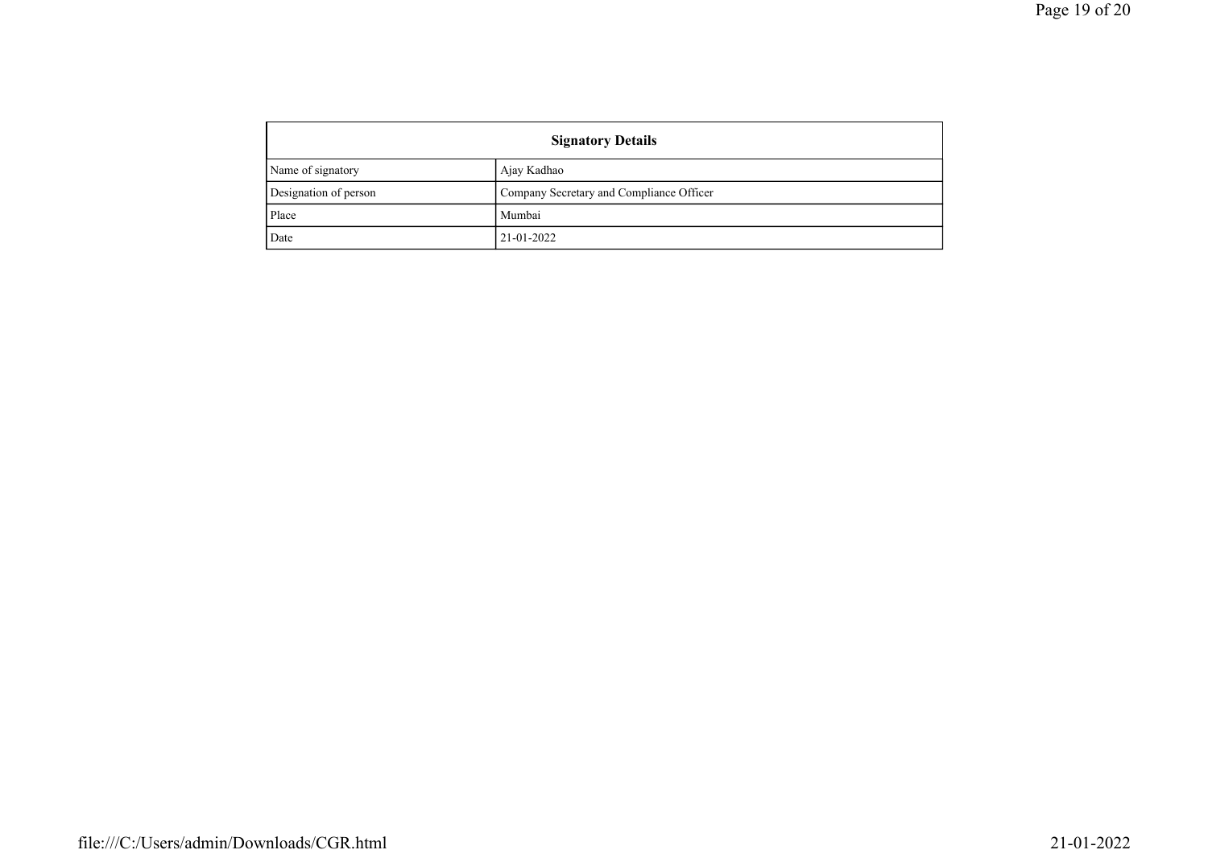| Signatory Details | |
|---|---|
| Name of signatory | Ajay Kadhao |
| Designation of person | Company Secretary and Compliance Officer |
| Place | Mumbai |
| Date | 21-01-2022 |